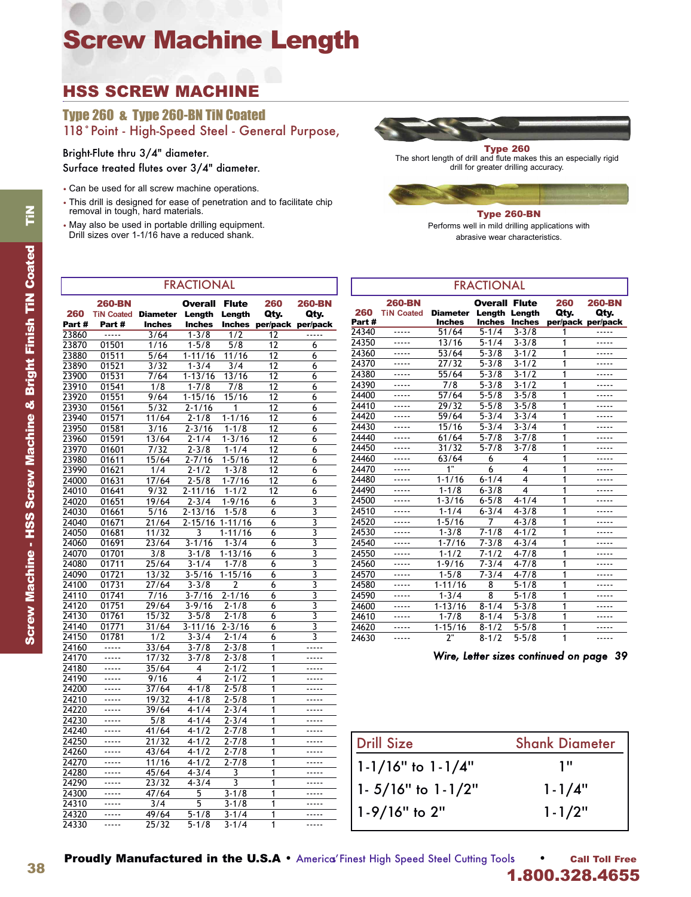# Screw Machine Length

## HSS SCREW MACHINE

### Type 260 & Type 260-BN TiN Coated

118˚ Point - High-Speed Steel - General Purpose,

Bright-Flute thru 3/4" diameter.
Surface treated flutes over 3/4" diameter.

- Can be used for all screw machine operations.
- This drill is designed for ease of penetration and to facilitate chip removal in tough, hard materials.
- May also be used in portable drilling equipment. Drill sizes over 1-1/16 have a reduced shank.

**Type 260**
The short length of drill and flute makes this an especially rigid drill for greater drilling accuracy.

**Type 260-BN**
Performs well in mild drilling applications with abrasive wear characteristics.

Screw Machine - HSS Screw Machine & Bright Finish TiN Coated

TiN

### FRACTIONAL

| 260 Part # | 260-BN TiN Coated Part # | Diameter Inches | Overall Length Inches | Flute Length Inches | 260 Qty. per/pack | 260-BN Qty. per/pack |
|---|---|---|---|---|---|---|
| 23860 | ----- | 3/64 | 1-3/8 | 1/2 | 12 | ----- |
| 23870 | 01501 | 1/16 | 1-5/8 | 5/8 | 12 | 6 |
| 23880 | 01511 | 5/64 | 1-11/16 | 11/16 | 12 | 6 |
| 23890 | 01521 | 3/32 | 1-3/4 | 3/4 | 12 | 6 |
| 23900 | 01531 | 7/64 | 1-13/16 | 13/16 | 12 | 6 |
| 23910 | 01541 | 1/8 | 1-7/8 | 7/8 | 12 | 6 |
| 23920 | 01551 | 9/64 | 1-15/16 | 15/16 | 12 | 6 |
| 23930 | 01561 | 5/32 | 2-1/16 | 1 | 12 | 6 |
| 23940 | 01571 | 11/64 | 2-1/8 | 1-1/16 | 12 | 6 |
| 23950 | 01581 | 3/16 | 2-3/16 | 1-1/8 | 12 | 6 |
| 23960 | 01591 | 13/64 | 2-1/4 | 1-3/16 | 12 | 6 |
| 23970 | 01601 | 7/32 | 2-3/8 | 1-1/4 | 12 | 6 |
| 23980 | 01611 | 15/64 | 2-7/16 | 1-5/16 | 12 | 6 |
| 23990 | 01621 | 1/4 | 2-1/2 | 1-3/8 | 12 | 6 |
| 24000 | 01631 | 17/64 | 2-5/8 | 1-7/16 | 12 | 6 |
| 24010 | 01641 | 9/32 | 2-11/16 | 1-1/2 | 12 | 6 |
| 24020 | 01651 | 19/64 | 2-3/4 | 1-9/16 | 6 | 3 |
| 24030 | 01661 | 5/16 | 2-13/16 | 1-5/8 | 6 | 3 |
| 24040 | 01671 | 21/64 | 2-15/16 | 1-11/16 | 6 | 3 |
| 24050 | 01681 | 11/32 | 3 | 1-11/16 | 6 | 3 |
| 24060 | 01691 | 23/64 | 3-1/16 | 1-3/4 | 6 | 3 |
| 24070 | 01701 | 3/8 | 3-1/8 | 1-13/16 | 6 | 3 |
| 24080 | 01711 | 25/64 | 3-1/4 | 1-7/8 | 6 | 3 |
| 24090 | 01721 | 13/32 | 3-5/16 | 1-15/16 | 6 | 3 |
| 24100 | 01731 | 27/64 | 3-3/8 | 2 | 6 | 3 |
| 24110 | 01741 | 7/16 | 3-7/16 | 2-1/16 | 6 | 3 |
| 24120 | 01751 | 29/64 | 3-9/16 | 2-1/8 | 6 | 3 |
| 24130 | 01761 | 15/32 | 3-5/8 | 2-1/8 | 6 | 3 |
| 24140 | 01771 | 31/64 | 3-11/16 | 2-3/16 | 6 | 3 |
| 24150 | 01781 | 1/2 | 3-3/4 | 2-1/4 | 6 | 3 |
| 24160 | ----- | 33/64 | 3-7/8 | 2-3/8 | 1 | ----- |
| 24170 | ----- | 17/32 | 3-7/8 | 2-3/8 | 1 | ----- |
| 24180 | ----- | 35/64 | 4 | 2-1/2 | 1 | ----- |
| 24190 | ----- | 9/16 | 4 | 2-1/2 | 1 | ----- |
| 24200 | ----- | 37/64 | 4-1/8 | 2-5/8 | 1 | ----- |
| 24210 | ----- | 19/32 | 4-1/8 | 2-5/8 | 1 | ----- |
| 24220 | ----- | 39/64 | 4-1/4 | 2-3/4 | 1 | ----- |
| 24230 | ----- | 5/8 | 4-1/4 | 2-3/4 | 1 | ----- |
| 24240 | ----- | 41/64 | 4-1/2 | 2-7/8 | 1 | ----- |
| 24250 | ----- | 21/32 | 4-1/2 | 2-7/8 | 1 | ----- |
| 24260 | ----- | 43/64 | 4-1/2 | 2-7/8 | 1 | ----- |
| 24270 | ----- | 11/16 | 4-1/2 | 2-7/8 | 1 | ----- |
| 24280 | ----- | 45/64 | 4-3/4 | 3 | 1 | ----- |
| 24290 | ----- | 23/32 | 4-3/4 | 3 | 1 | ----- |
| 24300 | ----- | 47/64 | 5 | 3-1/8 | 1 | ----- |
| 24310 | ----- | 3/4 | 5 | 3-1/8 | 1 | ----- |
| 24320 | ----- | 49/64 | 5-1/8 | 3-1/4 | 1 | ----- |
| 24330 | ----- | 25/32 | 5-1/8 | 3-1/4 | 1 | ----- |

### FRACTIONAL

| 260 Part # | 260-BN TiN Coated Part # | Diameter Inches | Overall Length Inches | Flute Length Inches | 260 Qty. per/pack | 260-BN Qty. per/pack |
|---|---|---|---|---|---|---|
| 24340 | ----- | 51/64 | 5-1/4 | 3-3/8 | 1 | ----- |
| 24350 | ----- | 13/16 | 5-1/4 | 3-3/8 | 1 | ----- |
| 24360 | ----- | 53/64 | 5-3/8 | 3-1/2 | 1 | ----- |
| 24370 | ----- | 27/32 | 5-3/8 | 3-1/2 | 1 | ----- |
| 24380 | ----- | 55/64 | 5-3/8 | 3-1/2 | 1 | ----- |
| 24390 | ----- | 7/8 | 5-3/8 | 3-1/2 | 1 | ----- |
| 24400 | ----- | 57/64 | 5-5/8 | 3-5/8 | 1 | ----- |
| 24410 | ----- | 29/32 | 5-5/8 | 3-5/8 | 1 | ----- |
| 24420 | ----- | 59/64 | 5-3/4 | 3-3/4 | 1 | ----- |
| 24430 | ----- | 15/16 | 5-3/4 | 3-3/4 | 1 | ----- |
| 24440 | ----- | 61/64 | 5-7/8 | 3-7/8 | 1 | ----- |
| 24450 | ----- | 31/32 | 5-7/8 | 3-7/8 | 1 | ----- |
| 24460 | ----- | 63/64 | 6 | 4 | 1 | ----- |
| 24470 | ----- | 1" | 6 | 4 | 1 | ----- |
| 24480 | ----- | 1-1/16 | 6-1/4 | 4 | 1 | ----- |
| 24490 | ----- | 1-1/8 | 6-3/8 | 4 | 1 | ----- |
| 24500 | ----- | 1-3/16 | 6-5/8 | 4-1/4 | 1 | ----- |
| 24510 | ----- | 1-1/4 | 6-3/4 | 4-3/8 | 1 | ----- |
| 24520 | ----- | 1-5/16 | 7 | 4-3/8 | 1 | ----- |
| 24530 | ----- | 1-3/8 | 7-1/8 | 4-1/2 | 1 | ----- |
| 24540 | ----- | 1-7/16 | 7-3/8 | 4-3/4 | 1 | ----- |
| 24550 | ----- | 1-1/2 | 7-1/2 | 4-7/8 | 1 | ----- |
| 24560 | ----- | 1-9/16 | 7-3/4 | 4-7/8 | 1 | ----- |
| 24570 | ----- | 1-5/8 | 7-3/4 | 4-7/8 | 1 | ----- |
| 24580 | ----- | 1-11/16 | 8 | 5-1/8 | 1 | ----- |
| 24590 | ----- | 1-3/4 | 8 | 5-1/8 | 1 | ----- |
| 24600 | ----- | 1-13/16 | 8-1/4 | 5-3/8 | 1 | ----- |
| 24610 | ----- | 1-7/8 | 8-1/4 | 5-3/8 | 1 | ----- |
| 24620 | ----- | 1-15/16 | 8-1/2 | 5-5/8 | 1 | ----- |
| 24630 | ----- | 2" | 8-1/2 | 5-5/8 | 1 | ----- |

*Wire, Letter sizes continued on page 39*

| Drill Size | Shank Diameter |
|---|---|
| 1-1/16" to 1-1/4" | 1" |
| 1- 5/16" to 1-1/2" | 1-1/4" |
| 1-9/16" to 2" | 1-1/2" |

**Proudly Manufactured in the U.S.A** • America's Finest High Speed Steel Cutting Tools • **Call Toll Free 1.800.328.4655**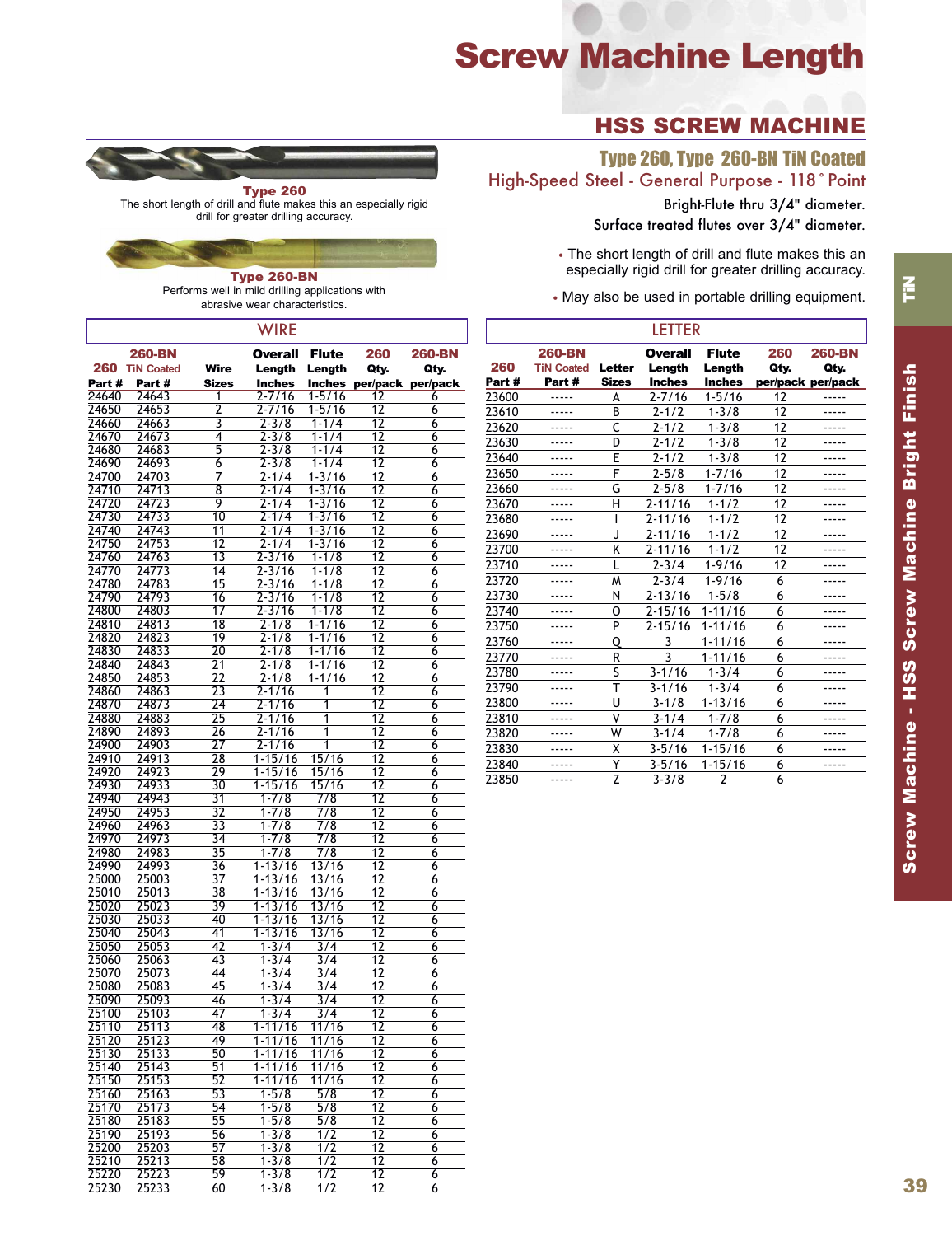# Screw Machine Length

## HSS SCREW MACHINE

### Type 260, Type 260-BN TiN Coated

High-Speed Steel - General Purpose - 118° Point

Bright-Flute thru 3/4" diameter.

Surface treated flutes over 3/4" diameter.

**Type 260**
The short length of drill and flute makes this an especially rigid drill for greater drilling accuracy.

**Type 260-BN**
Performs well in mild drilling applications with abrasive wear characteristics.

- The short length of drill and flute makes this an especially rigid drill for greater drilling accuracy.
- May also be used in portable drilling equipment.

TiN

Screw Machine - HSS Screw Machine Bright Finish

#### WIRE

| 260 Part # | 260-BN TiN Coated Part # | Wire Sizes | Overall Length Inches | Flute Length Inches | 260 Qty. per/pack | 260-BN Qty. per/pack |
|---|---|---|---|---|---|---|
| 24640 | 24643 | 1 | 2-7/16 | 1-5/16 | 12 | 6 |
| 24650 | 24653 | 2 | 2-7/16 | 1-5/16 | 12 | 6 |
| 24660 | 24663 | 3 | 2-3/8 | 1-1/4 | 12 | 6 |
| 24670 | 24673 | 4 | 2-3/8 | 1-1/4 | 12 | 6 |
| 24680 | 24683 | 5 | 2-3/8 | 1-1/4 | 12 | 6 |
| 24690 | 24693 | 6 | 2-3/8 | 1-1/4 | 12 | 6 |
| 24700 | 24703 | 7 | 2-1/4 | 1-3/16 | 12 | 6 |
| 24710 | 24713 | 8 | 2-1/4 | 1-3/16 | 12 | 6 |
| 24720 | 24723 | 9 | 2-1/4 | 1-3/16 | 12 | 6 |
| 24730 | 24733 | 10 | 2-1/4 | 1-3/16 | 12 | 6 |
| 24740 | 24743 | 11 | 2-1/4 | 1-3/16 | 12 | 6 |
| 24750 | 24753 | 12 | 2-1/4 | 1-3/16 | 12 | 6 |
| 24760 | 24763 | 13 | 2-3/16 | 1-1/8 | 12 | 6 |
| 24770 | 24773 | 14 | 2-3/16 | 1-1/8 | 12 | 6 |
| 24780 | 24783 | 15 | 2-3/16 | 1-1/8 | 12 | 6 |
| 24790 | 24793 | 16 | 2-3/16 | 1-1/8 | 12 | 6 |
| 24800 | 24803 | 17 | 2-3/16 | 1-1/8 | 12 | 6 |
| 24810 | 24813 | 18 | 2-1/8 | 1-1/16 | 12 | 6 |
| 24820 | 24823 | 19 | 2-1/8 | 1-1/16 | 12 | 6 |
| 24830 | 24833 | 20 | 2-1/8 | 1-1/16 | 12 | 6 |
| 24840 | 24843 | 21 | 2-1/8 | 1-1/16 | 12 | 6 |
| 24850 | 24853 | 22 | 2-1/8 | 1-1/16 | 12 | 6 |
| 24860 | 24863 | 23 | 2-1/16 | 1 | 12 | 6 |
| 24870 | 24873 | 24 | 2-1/16 | 1 | 12 | 6 |
| 24880 | 24883 | 25 | 2-1/16 | 1 | 12 | 6 |
| 24890 | 24893 | 26 | 2-1/16 | 1 | 12 | 6 |
| 24900 | 24903 | 27 | 2-1/16 | 1 | 12 | 6 |
| 24910 | 24913 | 28 | 1-15/16 | 15/16 | 12 | 6 |
| 24920 | 24923 | 29 | 1-15/16 | 15/16 | 12 | 6 |
| 24930 | 24933 | 30 | 1-15/16 | 15/16 | 12 | 6 |
| 24940 | 24943 | 31 | 1-7/8 | 7/8 | 12 | 6 |
| 24950 | 24953 | 32 | 1-7/8 | 7/8 | 12 | 6 |
| 24960 | 24963 | 33 | 1-7/8 | 7/8 | 12 | 6 |
| 24970 | 24973 | 34 | 1-7/8 | 7/8 | 12 | 6 |
| 24980 | 24983 | 35 | 1-7/8 | 7/8 | 12 | 6 |
| 24990 | 24993 | 36 | 1-13/16 | 13/16 | 12 | 6 |
| 25000 | 25003 | 37 | 1-13/16 | 13/16 | 12 | 6 |
| 25010 | 25013 | 38 | 1-13/16 | 13/16 | 12 | 6 |
| 25020 | 25023 | 39 | 1-13/16 | 13/16 | 12 | 6 |
| 25030 | 25033 | 40 | 1-13/16 | 13/16 | 12 | 6 |
| 25040 | 25043 | 41 | 1-13/16 | 13/16 | 12 | 6 |
| 25050 | 25053 | 42 | 1-3/4 | 3/4 | 12 | 6 |
| 25060 | 25063 | 43 | 1-3/4 | 3/4 | 12 | 6 |
| 25070 | 25073 | 44 | 1-3/4 | 3/4 | 12 | 6 |
| 25080 | 25083 | 45 | 1-3/4 | 3/4 | 12 | 6 |
| 25090 | 25093 | 46 | 1-3/4 | 3/4 | 12 | 6 |
| 25100 | 25103 | 47 | 1-3/4 | 3/4 | 12 | 6 |
| 25110 | 25113 | 48 | 1-11/16 | 11/16 | 12 | 6 |
| 25120 | 25123 | 49 | 1-11/16 | 11/16 | 12 | 6 |
| 25130 | 25133 | 50 | 1-11/16 | 11/16 | 12 | 6 |
| 25140 | 25143 | 51 | 1-11/16 | 11/16 | 12 | 6 |
| 25150 | 25153 | 52 | 1-11/16 | 11/16 | 12 | 6 |
| 25160 | 25163 | 53 | 1-5/8 | 5/8 | 12 | 6 |
| 25170 | 25173 | 54 | 1-5/8 | 5/8 | 12 | 6 |
| 25180 | 25183 | 55 | 1-5/8 | 5/8 | 12 | 6 |
| 25190 | 25193 | 56 | 1-3/8 | 1/2 | 12 | 6 |
| 25200 | 25203 | 57 | 1-3/8 | 1/2 | 12 | 6 |
| 25210 | 25213 | 58 | 1-3/8 | 1/2 | 12 | 6 |
| 25220 | 25223 | 59 | 1-3/8 | 1/2 | 12 | 6 |
| 25230 | 25233 | 60 | 1-3/8 | 1/2 | 12 | 6 |

#### LETTER

| 260 Part # | 260-BN TiN Coated Part # | Letter Sizes | Overall Length Inches | Flute Length Inches | 260 Qty. per/pack | 260-BN Qty. per/pack |
|---|---|---|---|---|---|---|
| 23600 | ----- | A | 2-7/16 | 1-5/16 | 12 | ----- |
| 23610 | ----- | B | 2-1/2 | 1-3/8 | 12 | ----- |
| 23620 | ----- | C | 2-1/2 | 1-3/8 | 12 | ----- |
| 23630 | ----- | D | 2-1/2 | 1-3/8 | 12 | ----- |
| 23640 | ----- | E | 2-1/2 | 1-3/8 | 12 | ----- |
| 23650 | ----- | F | 2-5/8 | 1-7/16 | 12 | ----- |
| 23660 | ----- | G | 2-5/8 | 1-7/16 | 12 | ----- |
| 23670 | ----- | H | 2-11/16 | 1-1/2 | 12 | ----- |
| 23680 | ----- | I | 2-11/16 | 1-1/2 | 12 | ----- |
| 23690 | ----- | J | 2-11/16 | 1-1/2 | 12 | ----- |
| 23700 | ----- | K | 2-11/16 | 1-1/2 | 12 | ----- |
| 23710 | ----- | L | 2-3/4 | 1-9/16 | 12 | ----- |
| 23720 | ----- | M | 2-3/4 | 1-9/16 | 6 | ----- |
| 23730 | ----- | N | 2-13/16 | 1-5/8 | 6 | ----- |
| 23740 | ----- | O | 2-15/16 | 1-11/16 | 6 | ----- |
| 23750 | ----- | P | 2-15/16 | 1-11/16 | 6 | ----- |
| 23760 | ----- | Q | 3 | 1-11/16 | 6 | ----- |
| 23770 | ----- | R | 3 | 1-11/16 | 6 | ----- |
| 23780 | ----- | S | 3-1/16 | 1-3/4 | 6 | ----- |
| 23790 | ----- | T | 3-1/16 | 1-3/4 | 6 | ----- |
| 23800 | ----- | U | 3-1/8 | 1-13/16 | 6 | ----- |
| 23810 | ----- | V | 3-1/4 | 1-7/8 | 6 | ----- |
| 23820 | ----- | W | 3-1/4 | 1-7/8 | 6 | ----- |
| 23830 | ----- | X | 3-5/16 | 1-15/16 | 6 | ----- |
| 23840 | ----- | Y | 3-5/16 | 1-15/16 | 6 | ----- |
| 23850 | ----- | Z | 3-3/8 | 2 | 6 | |